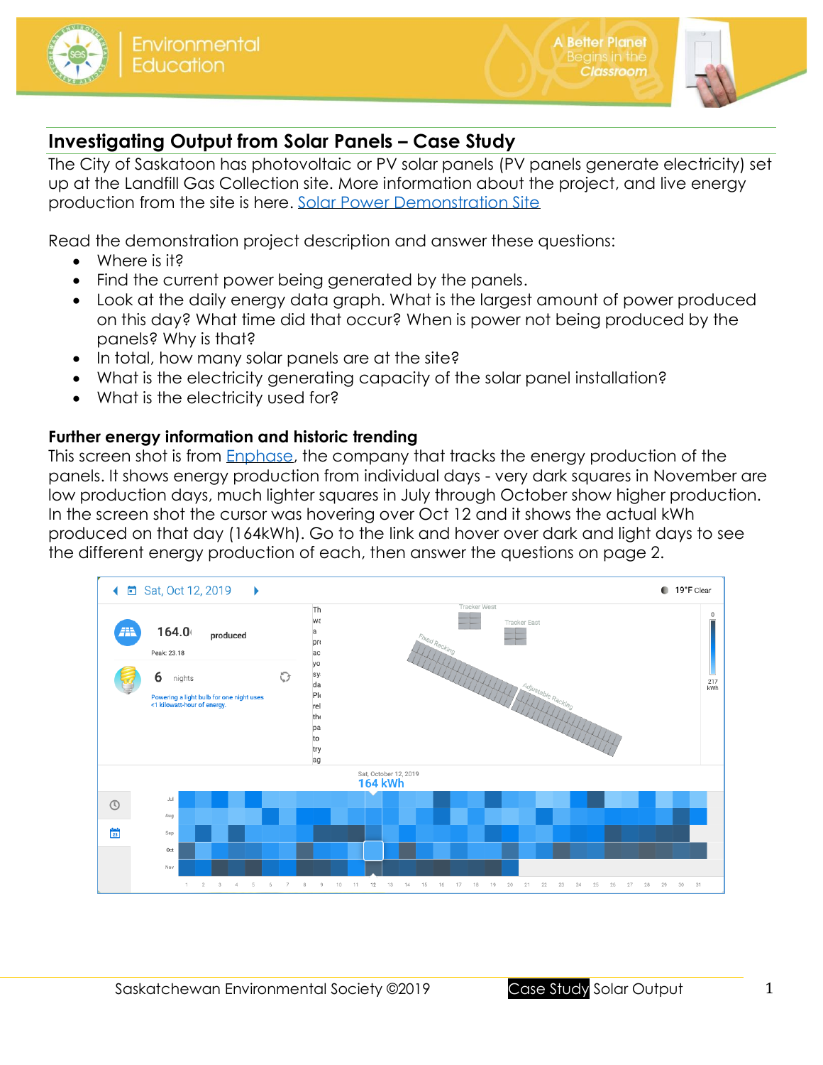## Investigating Output from Solar Panels – Case Study

The City of Saskatoon has photovoltaic or PV solar panels (PV panels generate electricity) set up at the Landfill Gas Collection site. More information about the project, and live energy production from the site is here. Solar Power Demonstration Site

Read the demonstration project description and answer these questions:

- Where is it?
- Find the current power being generated by the panels.
- Look at the daily energy data graph. What is the largest amount of power produced on this day? What time did that occur? When is power not being produced by the panels? Why is that?
- In total, how many solar panels are at the site?
- What is the electricity generating capacity of the solar panel installation?
- What is the electricity used for?

**Further energy information and historic trending**

This screen shot is from Enphase, the company that tracks the energy production of the panels. It shows energy production from individual days - very dark squares in November are low production days, much lighter squares in July through October show higher production. In the screen shot the cursor was hovering over Oct 12 and it shows the actual kWh produced on that day (164kWh). Go to the link and hover over dark and light days to see the different energy production of each, then answer the questions on page 2.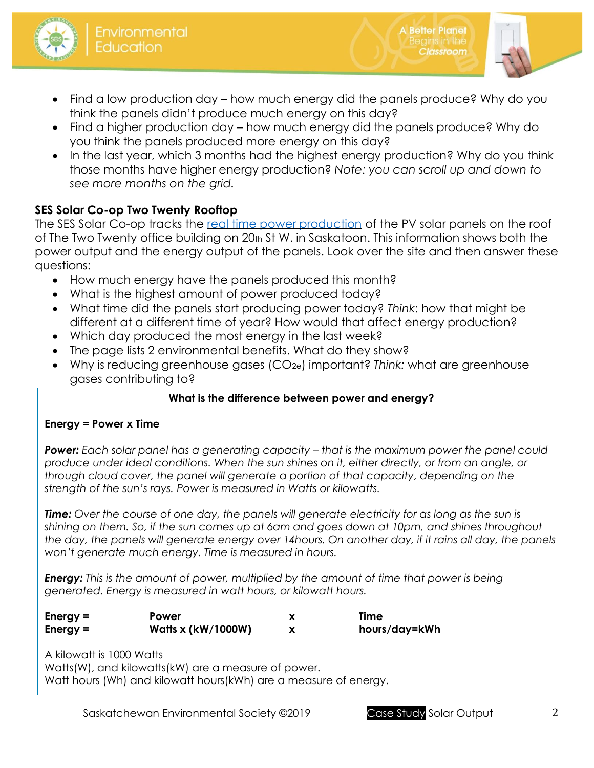- Find a low production day – how much energy did the panels produce? Why do you think the panels didn't produce much energy on this day?
- Find a higher production day – how much energy did the panels produce? Why do you think the panels produced more energy on this day?
- In the last year, which 3 months had the highest energy production? Why do you think those months have higher energy production? *Note: you can scroll up and down to see more months on the grid.*

**SES Solar Co-op Two Twenty Rooftop**

The SES Solar Co-op tracks the real time power production of the PV solar panels on the roof of The Two Twenty office building on 20th St W. in Saskatoon. This information shows both the power output and the energy output of the panels. Look over the site and then answer these questions:

- How much energy have the panels produced this month?
- What is the highest amount of power produced today?
- What time did the panels start producing power today? *Think*: how that might be different at a different time of year? How would that affect energy production?
- Which day produced the most energy in the last week?
- The page lists 2 environmental benefits. What do they show?
- Why is reducing greenhouse gases ($CO_{2e}$) important? *Think:* what are greenhouse gases contributing to?

**What is the difference between power and energy?**

**Energy = Power x Time**

***Power:*** *Each solar panel has a generating capacity – that is the maximum power the panel could produce under ideal conditions. When the sun shines on it, either directly, or from an angle, or through cloud cover, the panel will generate a portion of that capacity, depending on the strength of the sun's rays. Power is measured in Watts or kilowatts.*

***Time:*** *Over the course of one day, the panels will generate electricity for as long as the sun is shining on them. So, if the sun comes up at 6am and goes down at 10pm, and shines throughout the day, the panels will generate energy over 14hours. On another day, if it rains all day, the panels won't generate much energy. Time is measured in hours.*

***Energy:*** *This is the amount of power, multiplied by the amount of time that power is being generated. Energy is measured in watt hours, or kilowatt hours.*

| | | | |
|---|---|---|---|
| **Energy =** | **Power** | **x** | **Time** |
| **Energy =** | **Watts x (kW/1000W)** | **x** | **hours/day=kWh** |

A kilowatt is 1000 Watts
Watts(W), and kilowatts(kW) are a measure of power.
Watt hours (Wh) and kilowatt hours(kWh) are a measure of energy.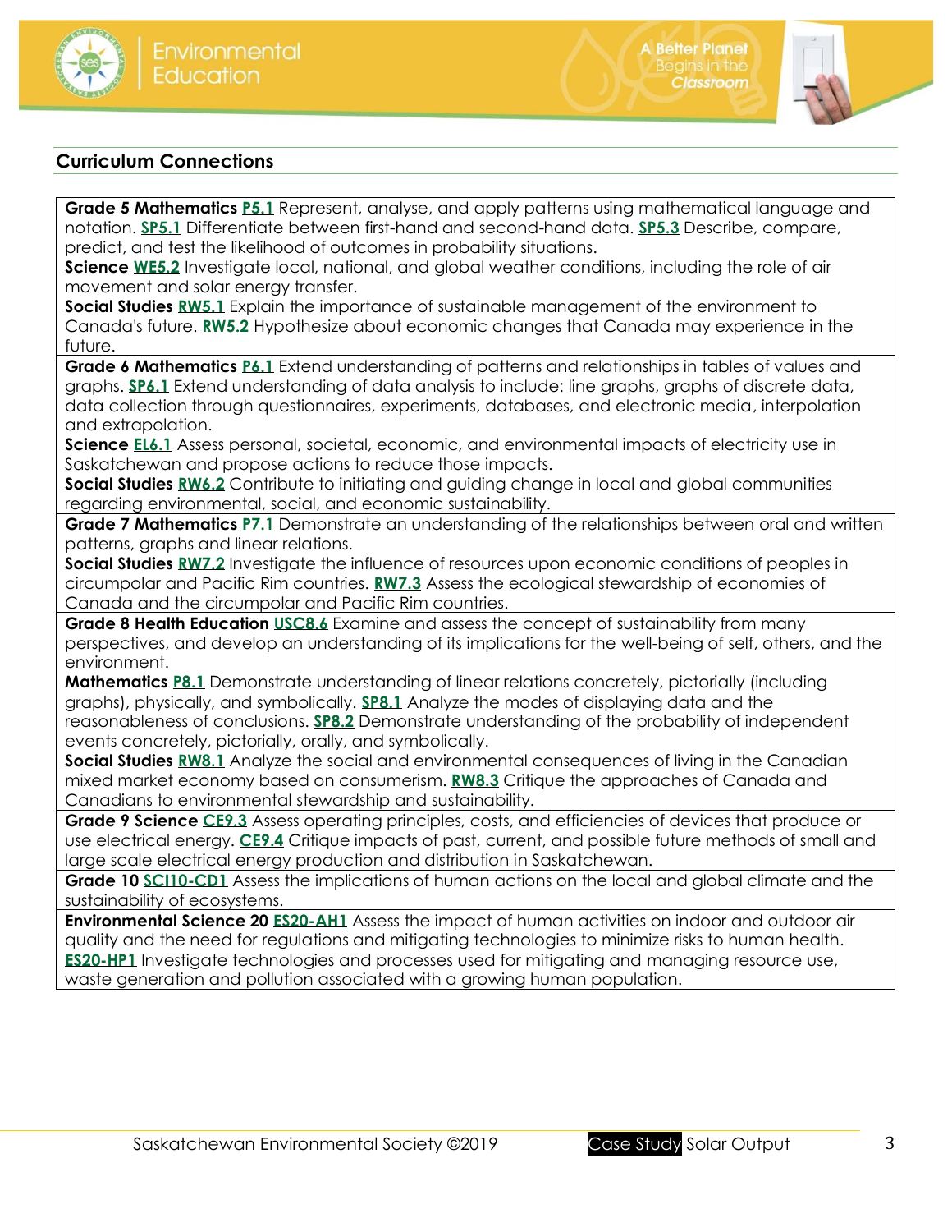## Curriculum Connections

| | |
|---|---|
| **Grade 5 Mathematics** P5.1 Represent, analyse, and apply patterns using mathematical language and notation. SP5.1 Differentiate between first-hand and second-hand data. SP5.3 Describe, compare, predict, and test the likelihood of outcomes in probability situations.<br>**Science** WE5.2 Investigate local, national, and global weather conditions, including the role of air movement and solar energy transfer.<br>**Social Studies** RW5.1 Explain the importance of sustainable management of the environment to Canada's future. RW5.2 Hypothesize about economic changes that Canada may experience in the future. |
| **Grade 6 Mathematics** P6.1 Extend understanding of patterns and relationships in tables of values and graphs. SP6.1 Extend understanding of data analysis to include: line graphs, graphs of discrete data, data collection through questionnaires, experiments, databases, and electronic media, interpolation and extrapolation.<br>**Science** EL6.1 Assess personal, societal, economic, and environmental impacts of electricity use in Saskatchewan and propose actions to reduce those impacts.<br>**Social Studies** RW6.2 Contribute to initiating and guiding change in local and global communities regarding environmental, social, and economic sustainability. |
| **Grade 7 Mathematics** P7.1 Demonstrate an understanding of the relationships between oral and written patterns, graphs and linear relations.<br>**Social Studies** RW7.2 Investigate the influence of resources upon economic conditions of peoples in circumpolar and Pacific Rim countries. RW7.3 Assess the ecological stewardship of economies of Canada and the circumpolar and Pacific Rim countries. |
| **Grade 8 Health Education** USC8.6 Examine and assess the concept of sustainability from many perspectives, and develop an understanding of its implications for the well-being of self, others, and the environment.<br>**Mathematics** P8.1 Demonstrate understanding of linear relations concretely, pictorially (including graphs), physically, and symbolically. SP8.1 Analyze the modes of displaying data and the reasonableness of conclusions. SP8.2 Demonstrate understanding of the probability of independent events concretely, pictorially, orally, and symbolically.<br>**Social Studies** RW8.1 Analyze the social and environmental consequences of living in the Canadian mixed market economy based on consumerism. RW8.3 Critique the approaches of Canada and Canadians to environmental stewardship and sustainability. |
| **Grade 9 Science** CE9.3 Assess operating principles, costs, and efficiencies of devices that produce or use electrical energy. CE9.4 Critique impacts of past, current, and possible future methods of small and large scale electrical energy production and distribution in Saskatchewan. |
| **Grade 10** SCI10-CD1 Assess the implications of human actions on the local and global climate and the sustainability of ecosystems. |
| **Environmental Science 20** ES20-AH1 Assess the impact of human activities on indoor and outdoor air quality and the need for regulations and mitigating technologies to minimize risks to human health.<br>ES20-HP1 Investigate technologies and processes used for mitigating and managing resource use, waste generation and pollution associated with a growing human population. |